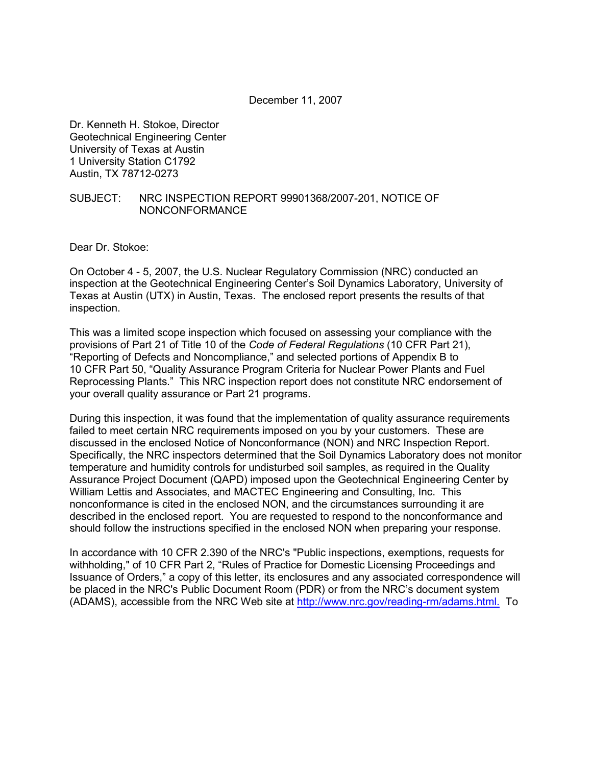December 11, 2007

Dr. Kenneth H. Stokoe, Director
Geotechnical Engineering Center
University of Texas at Austin
1 University Station C1792
Austin, TX 78712-0273

SUBJECT: NRC INSPECTION REPORT 99901368/2007-201, NOTICE OF NONCONFORMANCE

Dear Dr. Stokoe:

On October 4 - 5, 2007, the U.S. Nuclear Regulatory Commission (NRC) conducted an inspection at the Geotechnical Engineering Center's Soil Dynamics Laboratory, University of Texas at Austin (UTX) in Austin, Texas. The enclosed report presents the results of that inspection.

This was a limited scope inspection which focused on assessing your compliance with the provisions of Part 21 of Title 10 of the *Code of Federal Regulations* (10 CFR Part 21), "Reporting of Defects and Noncompliance," and selected portions of Appendix B to 10 CFR Part 50, "Quality Assurance Program Criteria for Nuclear Power Plants and Fuel Reprocessing Plants." This NRC inspection report does not constitute NRC endorsement of your overall quality assurance or Part 21 programs.

During this inspection, it was found that the implementation of quality assurance requirements failed to meet certain NRC requirements imposed on you by your customers. These are discussed in the enclosed Notice of Nonconformance (NON) and NRC Inspection Report. Specifically, the NRC inspectors determined that the Soil Dynamics Laboratory does not monitor temperature and humidity controls for undisturbed soil samples, as required in the Quality Assurance Project Document (QAPD) imposed upon the Geotechnical Engineering Center by William Lettis and Associates, and MACTEC Engineering and Consulting, Inc. This nonconformance is cited in the enclosed NON, and the circumstances surrounding it are described in the enclosed report. You are requested to respond to the nonconformance and should follow the instructions specified in the enclosed NON when preparing your response.

In accordance with 10 CFR 2.390 of the NRC's "Public inspections, exemptions, requests for withholding," of 10 CFR Part 2, "Rules of Practice for Domestic Licensing Proceedings and Issuance of Orders," a copy of this letter, its enclosures and any associated correspondence will be placed in the NRC's Public Document Room (PDR) or from the NRC's document system (ADAMS), accessible from the NRC Web site at http://www.nrc.gov/reading-rm/adams.html. To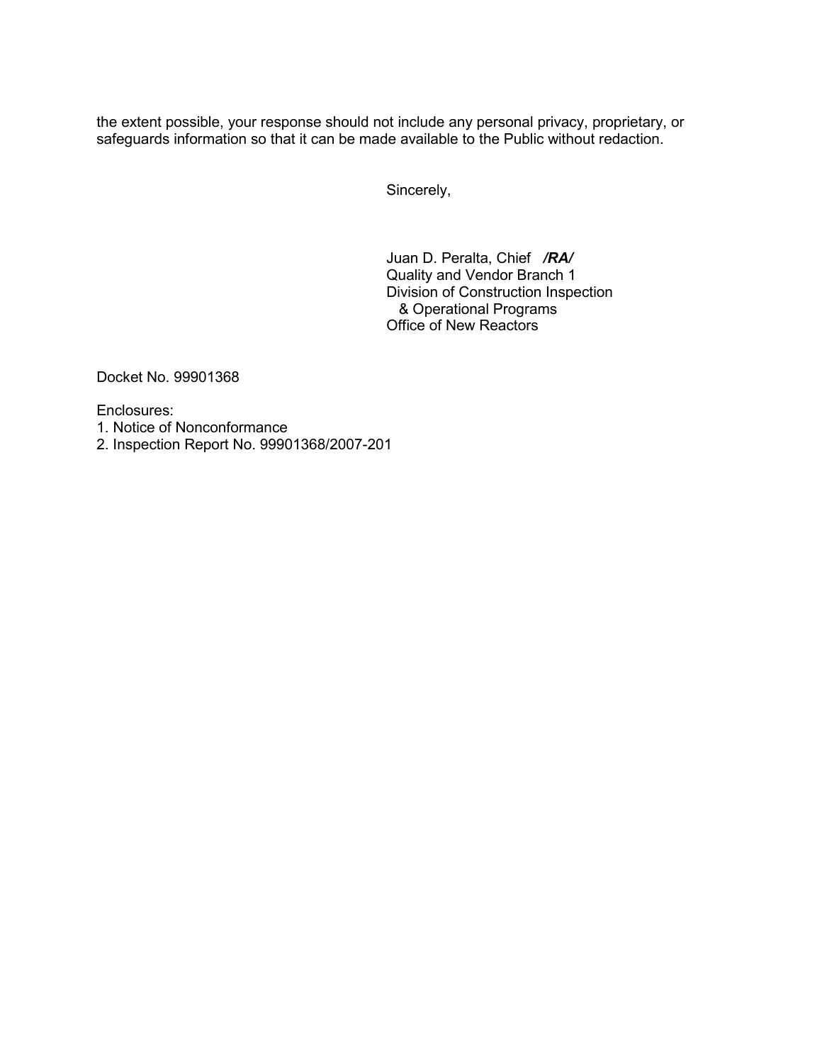the extent possible, your response should not include any personal privacy, proprietary, or safeguards information so that it can be made available to the Public without redaction.

Sincerely,

Juan D. Peralta, Chief ***/RA/***
Quality and Vendor Branch 1
Division of Construction Inspection
& Operational Programs
Office of New Reactors

Docket No. 99901368

Enclosures:
1. Notice of Nonconformance
2. Inspection Report No. 99901368/2007-201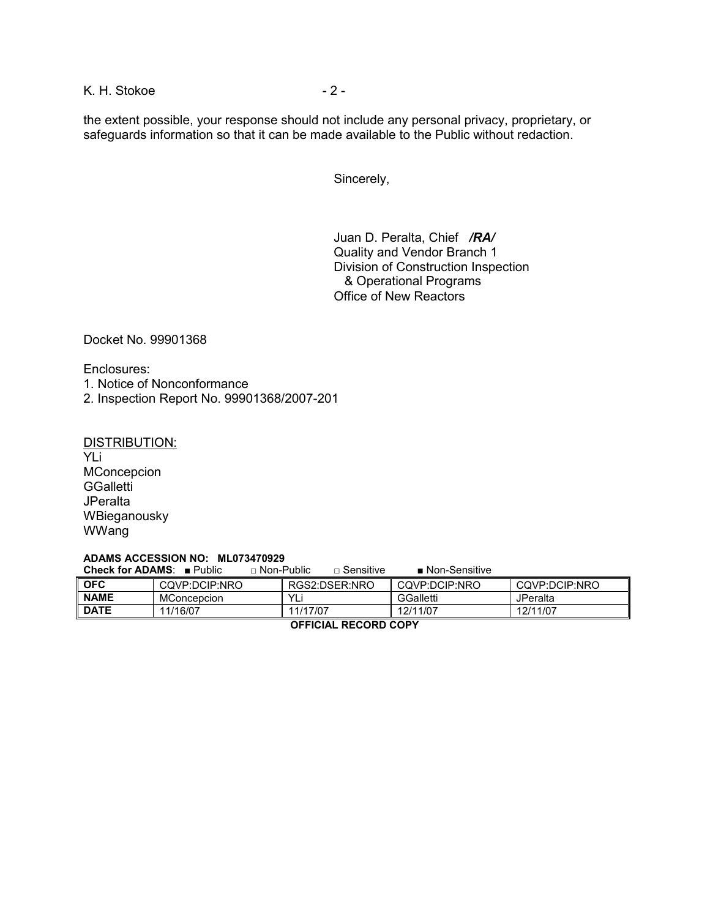the extent possible, your response should not include any personal privacy, proprietary, or safeguards information so that it can be made available to the Public without redaction.

Sincerely,

Juan D. Peralta, Chief ***/RA/***
Quality and Vendor Branch 1
Division of Construction Inspection
& Operational Programs
Office of New Reactors

Docket No. 99901368

Enclosures:
1. Notice of Nonconformance
2. Inspection Report No. 99901368/2007-201

DISTRIBUTION:
YLi
MConcepcion
GGalletti
JPeralta
WBieganousky
WWang

**ADAMS ACCESSION NO: ML073470929**
**Check for ADAMS**: ■ Public □ Non-Public □ Sensitive ■ Non-Sensitive

| **OFC** | CQVP:DCIP:NRO | RGS2:DSER:NRO | CQVP:DCIP:NRO | CQVP:DCIP:NRO |
|---|---|---|---|---|
| **NAME** | MConcepcion | YLi | GGalletti | JPeralta |
| **DATE** | 11/16/07 | 11/17/07 | 12/11/07 | 12/11/07 |

**OFFICIAL RECORD COPY**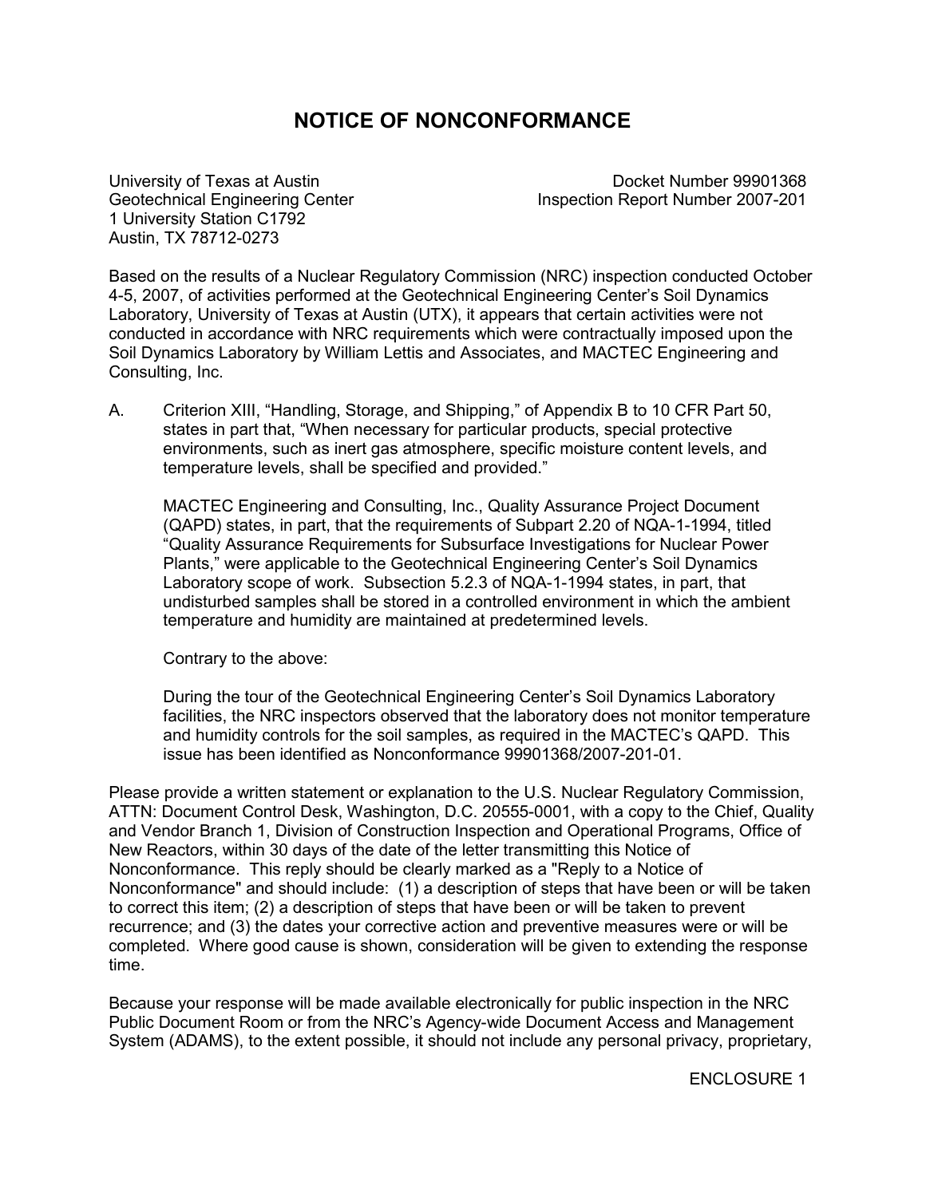# NOTICE OF NONCONFORMANCE

University of Texas at Austin
Geotechnical Engineering Center
1 University Station C1792
Austin, TX 78712-0273

Docket Number 99901368
Inspection Report Number 2007-201

Based on the results of a Nuclear Regulatory Commission (NRC) inspection conducted October 4-5, 2007, of activities performed at the Geotechnical Engineering Center's Soil Dynamics Laboratory, University of Texas at Austin (UTX), it appears that certain activities were not conducted in accordance with NRC requirements which were contractually imposed upon the Soil Dynamics Laboratory by William Lettis and Associates, and MACTEC Engineering and Consulting, Inc.

A. Criterion XIII, "Handling, Storage, and Shipping," of Appendix B to 10 CFR Part 50, states in part that, "When necessary for particular products, special protective environments, such as inert gas atmosphere, specific moisture content levels, and temperature levels, shall be specified and provided."

   MACTEC Engineering and Consulting, Inc., Quality Assurance Project Document (QAPD) states, in part, that the requirements of Subpart 2.20 of NQA-1-1994, titled "Quality Assurance Requirements for Subsurface Investigations for Nuclear Power Plants," were applicable to the Geotechnical Engineering Center's Soil Dynamics Laboratory scope of work. Subsection 5.2.3 of NQA-1-1994 states, in part, that undisturbed samples shall be stored in a controlled environment in which the ambient temperature and humidity are maintained at predetermined levels.

   Contrary to the above:

   During the tour of the Geotechnical Engineering Center's Soil Dynamics Laboratory facilities, the NRC inspectors observed that the laboratory does not monitor temperature and humidity controls for the soil samples, as required in the MACTEC's QAPD. This issue has been identified as Nonconformance 99901368/2007-201-01.

Please provide a written statement or explanation to the U.S. Nuclear Regulatory Commission, ATTN: Document Control Desk, Washington, D.C. 20555-0001, with a copy to the Chief, Quality and Vendor Branch 1, Division of Construction Inspection and Operational Programs, Office of New Reactors, within 30 days of the date of the letter transmitting this Notice of Nonconformance. This reply should be clearly marked as a "Reply to a Notice of Nonconformance" and should include: (1) a description of steps that have been or will be taken to correct this item; (2) a description of steps that have been or will be taken to prevent recurrence; and (3) the dates your corrective action and preventive measures were or will be completed. Where good cause is shown, consideration will be given to extending the response time.

Because your response will be made available electronically for public inspection in the NRC Public Document Room or from the NRC's Agency-wide Document Access and Management System (ADAMS), to the extent possible, it should not include any personal privacy, proprietary,

ENCLOSURE 1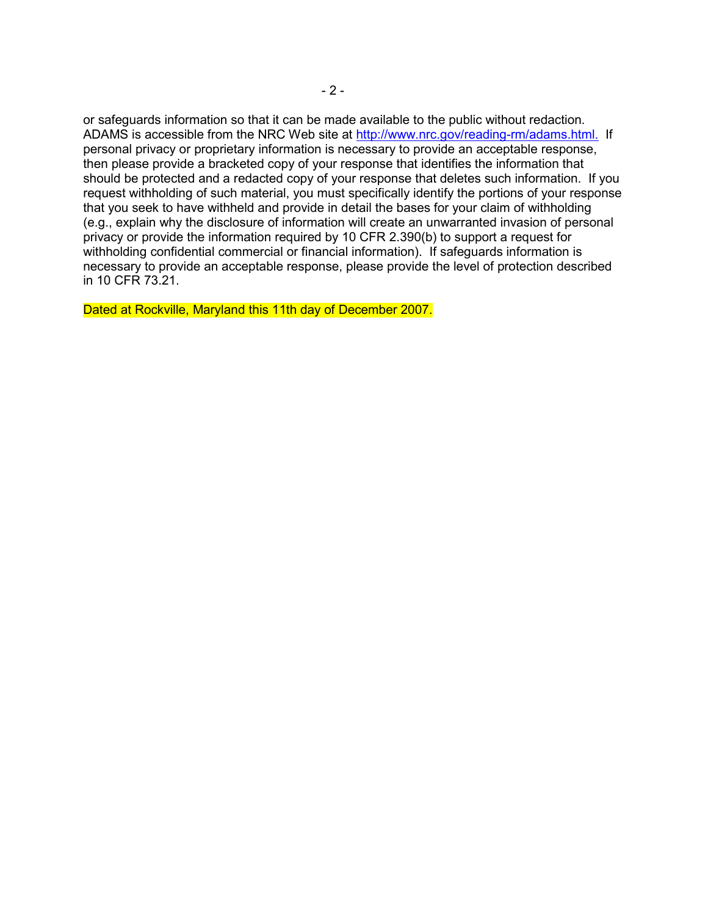or safeguards information so that it can be made available to the public without redaction. ADAMS is accessible from the NRC Web site at http://www.nrc.gov/reading-rm/adams.html. If personal privacy or proprietary information is necessary to provide an acceptable response, then please provide a bracketed copy of your response that identifies the information that should be protected and a redacted copy of your response that deletes such information. If you request withholding of such material, you must specifically identify the portions of your response that you seek to have withheld and provide in detail the bases for your claim of withholding (e.g., explain why the disclosure of information will create an unwarranted invasion of personal privacy or provide the information required by 10 CFR 2.390(b) to support a request for withholding confidential commercial or financial information). If safeguards information is necessary to provide an acceptable response, please provide the level of protection described in 10 CFR 73.21.

Dated at Rockville, Maryland this 11th day of December 2007.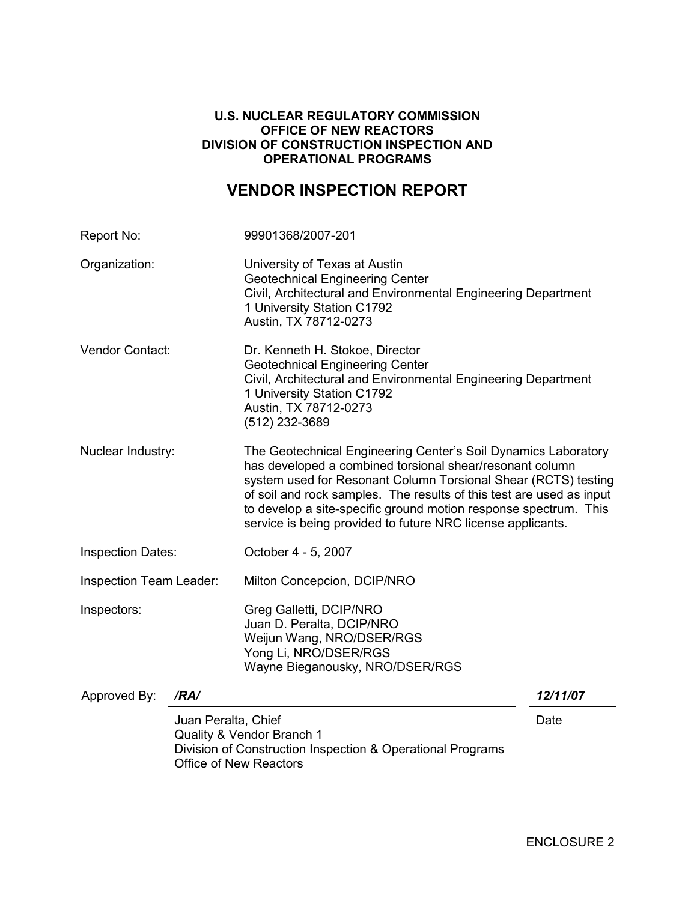**U.S. NUCLEAR REGULATORY COMMISSION**
**OFFICE OF NEW REACTORS**
**DIVISION OF CONSTRUCTION INSPECTION AND OPERATIONAL PROGRAMS**

# VENDOR INSPECTION REPORT

| | |
|---|---|
| Report No: | 99901368/2007-201 |
| Organization: | University of Texas at Austin<br>Geotechnical Engineering Center<br>Civil, Architectural and Environmental Engineering Department<br>1 University Station C1792<br>Austin, TX 78712-0273 |
| Vendor Contact: | Dr. Kenneth H. Stokoe, Director<br>Geotechnical Engineering Center<br>Civil, Architectural and Environmental Engineering Department<br>1 University Station C1792<br>Austin, TX 78712-0273<br>(512) 232-3689 |
| Nuclear Industry: | The Geotechnical Engineering Center's Soil Dynamics Laboratory has developed a combined torsional shear/resonant column system used for Resonant Column Torsional Shear (RCTS) testing of soil and rock samples. The results of this test are used as input to develop a site-specific ground motion response spectrum. This service is being provided to future NRC license applicants. |
| Inspection Dates: | October 4 - 5, 2007 |
| Inspection Team Leader: | Milton Concepcion, DCIP/NRO |
| Inspectors: | Greg Galletti, DCIP/NRO<br>Juan D. Peralta, DCIP/NRO<br>Weijun Wang, NRO/DSER/RGS<br>Yong Li, NRO/DSER/RGS<br>Wayne Bieganousky, NRO/DSER/RGS |

Approved By: ***/RA/*** ***12/11/07***

Juan Peralta, Chief
Quality & Vendor Branch 1
Division of Construction Inspection & Operational Programs
Office of New Reactors

Date

ENCLOSURE 2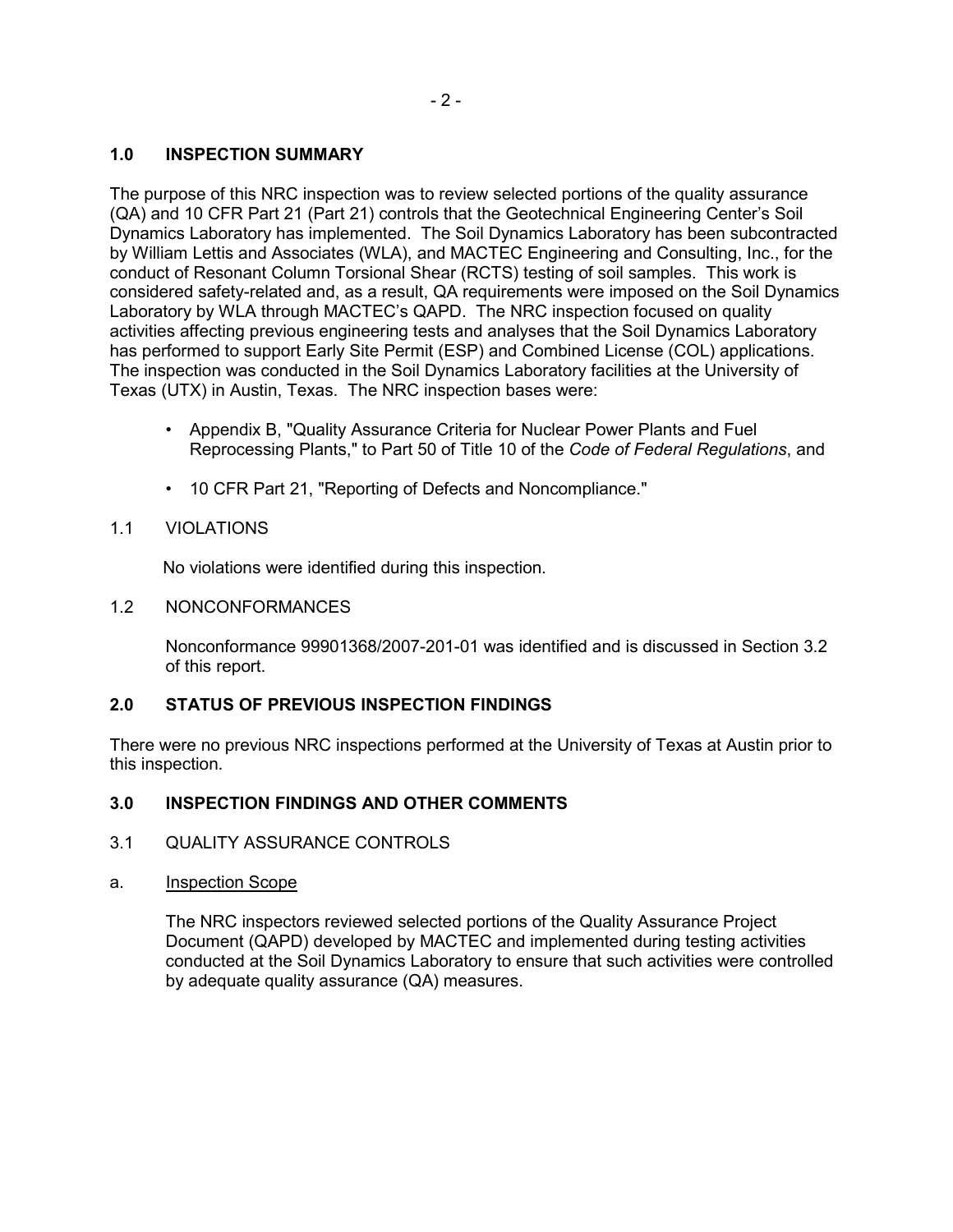## 1.0 INSPECTION SUMMARY

The purpose of this NRC inspection was to review selected portions of the quality assurance (QA) and 10 CFR Part 21 (Part 21) controls that the Geotechnical Engineering Center's Soil Dynamics Laboratory has implemented. The Soil Dynamics Laboratory has been subcontracted by William Lettis and Associates (WLA), and MACTEC Engineering and Consulting, Inc., for the conduct of Resonant Column Torsional Shear (RCTS) testing of soil samples. This work is considered safety-related and, as a result, QA requirements were imposed on the Soil Dynamics Laboratory by WLA through MACTEC's QAPD. The NRC inspection focused on quality activities affecting previous engineering tests and analyses that the Soil Dynamics Laboratory has performed to support Early Site Permit (ESP) and Combined License (COL) applications. The inspection was conducted in the Soil Dynamics Laboratory facilities at the University of Texas (UTX) in Austin, Texas. The NRC inspection bases were:

- Appendix B, "Quality Assurance Criteria for Nuclear Power Plants and Fuel Reprocessing Plants," to Part 50 of Title 10 of the *Code of Federal Regulations*, and
- 10 CFR Part 21, "Reporting of Defects and Noncompliance."

### 1.1 VIOLATIONS

No violations were identified during this inspection.

### 1.2 NONCONFORMANCES

Nonconformance 99901368/2007-201-01 was identified and is discussed in Section 3.2 of this report.

## 2.0 STATUS OF PREVIOUS INSPECTION FINDINGS

There were no previous NRC inspections performed at the University of Texas at Austin prior to this inspection.

## 3.0 INSPECTION FINDINGS AND OTHER COMMENTS

### 3.1 QUALITY ASSURANCE CONTROLS

a. Inspection Scope

The NRC inspectors reviewed selected portions of the Quality Assurance Project Document (QAPD) developed by MACTEC and implemented during testing activities conducted at the Soil Dynamics Laboratory to ensure that such activities were controlled by adequate quality assurance (QA) measures.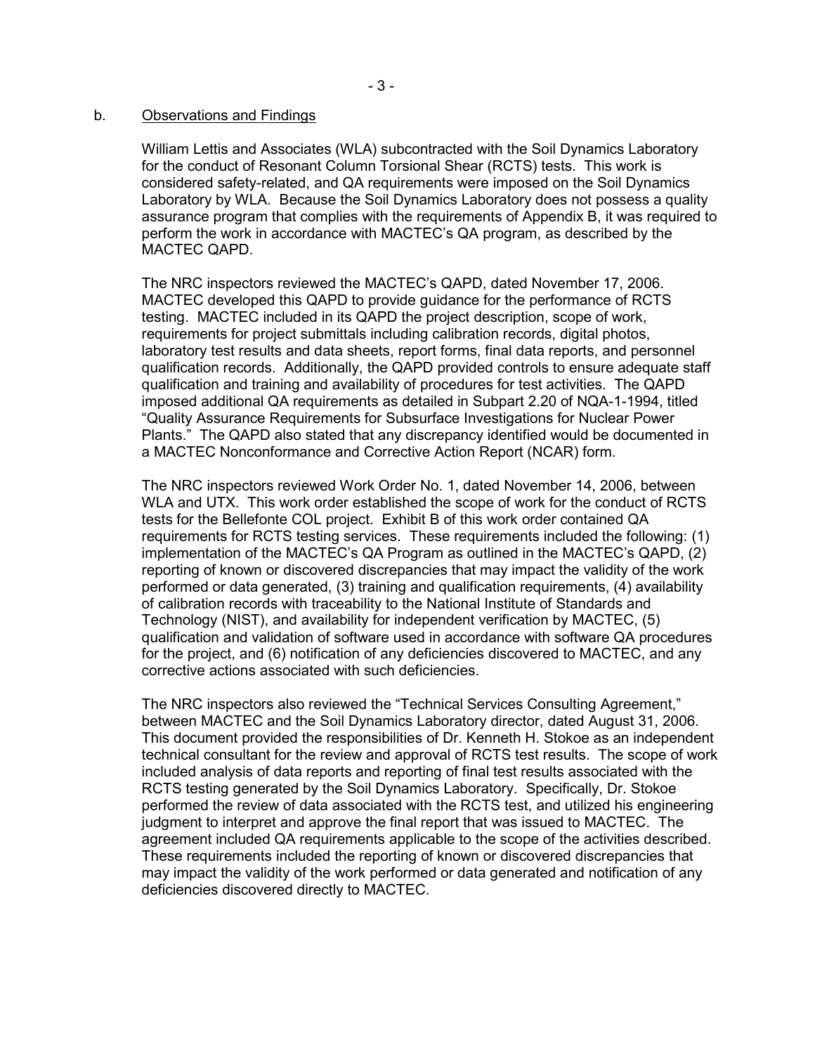b. Observations and Findings

William Lettis and Associates (WLA) subcontracted with the Soil Dynamics Laboratory for the conduct of Resonant Column Torsional Shear (RCTS) tests. This work is considered safety-related, and QA requirements were imposed on the Soil Dynamics Laboratory by WLA. Because the Soil Dynamics Laboratory does not possess a quality assurance program that complies with the requirements of Appendix B, it was required to perform the work in accordance with MACTEC's QA program, as described by the MACTEC QAPD.

The NRC inspectors reviewed the MACTEC's QAPD, dated November 17, 2006. MACTEC developed this QAPD to provide guidance for the performance of RCTS testing. MACTEC included in its QAPD the project description, scope of work, requirements for project submittals including calibration records, digital photos, laboratory test results and data sheets, report forms, final data reports, and personnel qualification records. Additionally, the QAPD provided controls to ensure adequate staff qualification and training and availability of procedures for test activities. The QAPD imposed additional QA requirements as detailed in Subpart 2.20 of NQA-1-1994, titled "Quality Assurance Requirements for Subsurface Investigations for Nuclear Power Plants." The QAPD also stated that any discrepancy identified would be documented in a MACTEC Nonconformance and Corrective Action Report (NCAR) form.

The NRC inspectors reviewed Work Order No. 1, dated November 14, 2006, between WLA and UTX. This work order established the scope of work for the conduct of RCTS tests for the Bellefonte COL project. Exhibit B of this work order contained QA requirements for RCTS testing services. These requirements included the following: (1) implementation of the MACTEC's QA Program as outlined in the MACTEC's QAPD, (2) reporting of known or discovered discrepancies that may impact the validity of the work performed or data generated, (3) training and qualification requirements, (4) availability of calibration records with traceability to the National Institute of Standards and Technology (NIST), and availability for independent verification by MACTEC, (5) qualification and validation of software used in accordance with software QA procedures for the project, and (6) notification of any deficiencies discovered to MACTEC, and any corrective actions associated with such deficiencies.

The NRC inspectors also reviewed the "Technical Services Consulting Agreement," between MACTEC and the Soil Dynamics Laboratory director, dated August 31, 2006. This document provided the responsibilities of Dr. Kenneth H. Stokoe as an independent technical consultant for the review and approval of RCTS test results. The scope of work included analysis of data reports and reporting of final test results associated with the RCTS testing generated by the Soil Dynamics Laboratory. Specifically, Dr. Stokoe performed the review of data associated with the RCTS test, and utilized his engineering judgment to interpret and approve the final report that was issued to MACTEC. The agreement included QA requirements applicable to the scope of the activities described. These requirements included the reporting of known or discovered discrepancies that may impact the validity of the work performed or data generated and notification of any deficiencies discovered directly to MACTEC.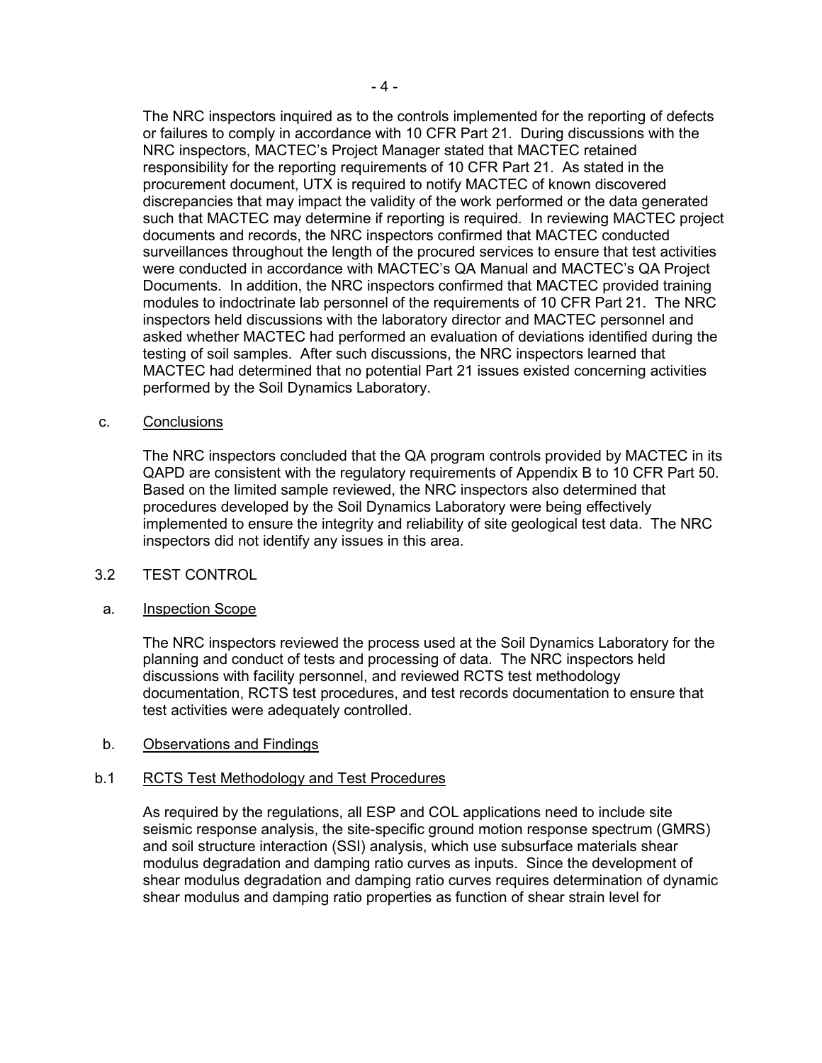The NRC inspectors inquired as to the controls implemented for the reporting of defects or failures to comply in accordance with 10 CFR Part 21. During discussions with the NRC inspectors, MACTEC's Project Manager stated that MACTEC retained responsibility for the reporting requirements of 10 CFR Part 21. As stated in the procurement document, UTX is required to notify MACTEC of known discovered discrepancies that may impact the validity of the work performed or the data generated such that MACTEC may determine if reporting is required. In reviewing MACTEC project documents and records, the NRC inspectors confirmed that MACTEC conducted surveillances throughout the length of the procured services to ensure that test activities were conducted in accordance with MACTEC's QA Manual and MACTEC's QA Project Documents. In addition, the NRC inspectors confirmed that MACTEC provided training modules to indoctrinate lab personnel of the requirements of 10 CFR Part 21. The NRC inspectors held discussions with the laboratory director and MACTEC personnel and asked whether MACTEC had performed an evaluation of deviations identified during the testing of soil samples. After such discussions, the NRC inspectors learned that MACTEC had determined that no potential Part 21 issues existed concerning activities performed by the Soil Dynamics Laboratory.

c. Conclusions

The NRC inspectors concluded that the QA program controls provided by MACTEC in its QAPD are consistent with the regulatory requirements of Appendix B to 10 CFR Part 50. Based on the limited sample reviewed, the NRC inspectors also determined that procedures developed by the Soil Dynamics Laboratory were being effectively implemented to ensure the integrity and reliability of site geological test data. The NRC inspectors did not identify any issues in this area.

3.2 TEST CONTROL

a. Inspection Scope

The NRC inspectors reviewed the process used at the Soil Dynamics Laboratory for the planning and conduct of tests and processing of data. The NRC inspectors held discussions with facility personnel, and reviewed RCTS test methodology documentation, RCTS test procedures, and test records documentation to ensure that test activities were adequately controlled.

b. Observations and Findings

b.1 RCTS Test Methodology and Test Procedures

As required by the regulations, all ESP and COL applications need to include site seismic response analysis, the site-specific ground motion response spectrum (GMRS) and soil structure interaction (SSI) analysis, which use subsurface materials shear modulus degradation and damping ratio curves as inputs. Since the development of shear modulus degradation and damping ratio curves requires determination of dynamic shear modulus and damping ratio properties as function of shear strain level for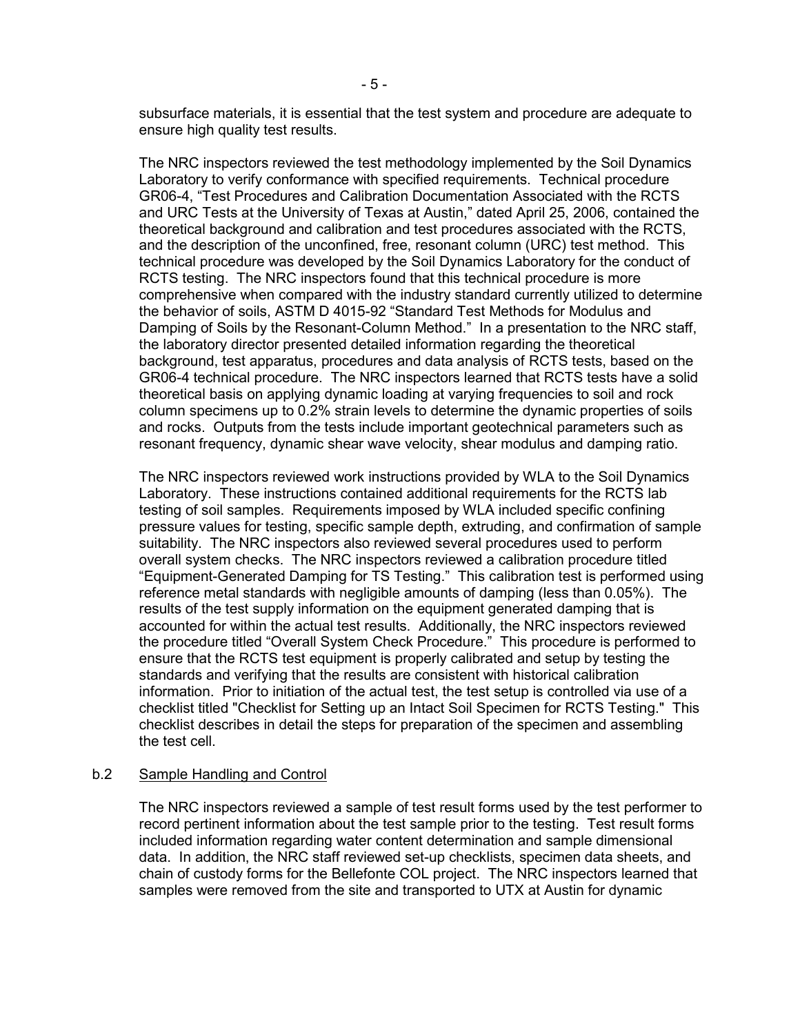subsurface materials, it is essential that the test system and procedure are adequate to ensure high quality test results.

The NRC inspectors reviewed the test methodology implemented by the Soil Dynamics Laboratory to verify conformance with specified requirements. Technical procedure GR06-4, "Test Procedures and Calibration Documentation Associated with the RCTS and URC Tests at the University of Texas at Austin," dated April 25, 2006, contained the theoretical background and calibration and test procedures associated with the RCTS, and the description of the unconfined, free, resonant column (URC) test method. This technical procedure was developed by the Soil Dynamics Laboratory for the conduct of RCTS testing. The NRC inspectors found that this technical procedure is more comprehensive when compared with the industry standard currently utilized to determine the behavior of soils, ASTM D 4015-92 "Standard Test Methods for Modulus and Damping of Soils by the Resonant-Column Method." In a presentation to the NRC staff, the laboratory director presented detailed information regarding the theoretical background, test apparatus, procedures and data analysis of RCTS tests, based on the GR06-4 technical procedure. The NRC inspectors learned that RCTS tests have a solid theoretical basis on applying dynamic loading at varying frequencies to soil and rock column specimens up to 0.2% strain levels to determine the dynamic properties of soils and rocks. Outputs from the tests include important geotechnical parameters such as resonant frequency, dynamic shear wave velocity, shear modulus and damping ratio.

The NRC inspectors reviewed work instructions provided by WLA to the Soil Dynamics Laboratory. These instructions contained additional requirements for the RCTS lab testing of soil samples. Requirements imposed by WLA included specific confining pressure values for testing, specific sample depth, extruding, and confirmation of sample suitability. The NRC inspectors also reviewed several procedures used to perform overall system checks. The NRC inspectors reviewed a calibration procedure titled "Equipment-Generated Damping for TS Testing." This calibration test is performed using reference metal standards with negligible amounts of damping (less than 0.05%). The results of the test supply information on the equipment generated damping that is accounted for within the actual test results. Additionally, the NRC inspectors reviewed the procedure titled "Overall System Check Procedure." This procedure is performed to ensure that the RCTS test equipment is properly calibrated and setup by testing the standards and verifying that the results are consistent with historical calibration information. Prior to initiation of the actual test, the test setup is controlled via use of a checklist titled "Checklist for Setting up an Intact Soil Specimen for RCTS Testing." This checklist describes in detail the steps for preparation of the specimen and assembling the test cell.

b.2 Sample Handling and Control

The NRC inspectors reviewed a sample of test result forms used by the test performer to record pertinent information about the test sample prior to the testing. Test result forms included information regarding water content determination and sample dimensional data. In addition, the NRC staff reviewed set-up checklists, specimen data sheets, and chain of custody forms for the Bellefonte COL project. The NRC inspectors learned that samples were removed from the site and transported to UTX at Austin for dynamic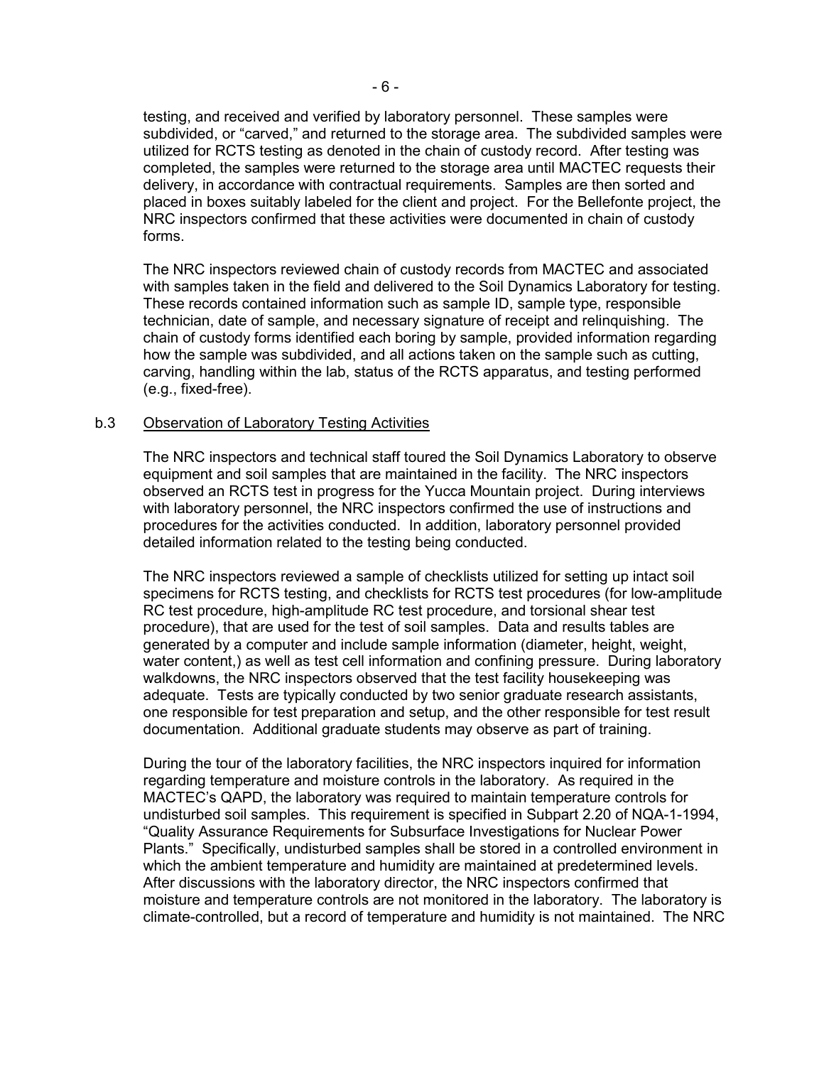testing, and received and verified by laboratory personnel. These samples were subdivided, or "carved," and returned to the storage area. The subdivided samples were utilized for RCTS testing as denoted in the chain of custody record. After testing was completed, the samples were returned to the storage area until MACTEC requests their delivery, in accordance with contractual requirements. Samples are then sorted and placed in boxes suitably labeled for the client and project. For the Bellefonte project, the NRC inspectors confirmed that these activities were documented in chain of custody forms.

The NRC inspectors reviewed chain of custody records from MACTEC and associated with samples taken in the field and delivered to the Soil Dynamics Laboratory for testing. These records contained information such as sample ID, sample type, responsible technician, date of sample, and necessary signature of receipt and relinquishing. The chain of custody forms identified each boring by sample, provided information regarding how the sample was subdivided, and all actions taken on the sample such as cutting, carving, handling within the lab, status of the RCTS apparatus, and testing performed (e.g., fixed-free).

b.3 Observation of Laboratory Testing Activities

The NRC inspectors and technical staff toured the Soil Dynamics Laboratory to observe equipment and soil samples that are maintained in the facility. The NRC inspectors observed an RCTS test in progress for the Yucca Mountain project. During interviews with laboratory personnel, the NRC inspectors confirmed the use of instructions and procedures for the activities conducted. In addition, laboratory personnel provided detailed information related to the testing being conducted.

The NRC inspectors reviewed a sample of checklists utilized for setting up intact soil specimens for RCTS testing, and checklists for RCTS test procedures (for low-amplitude RC test procedure, high-amplitude RC test procedure, and torsional shear test procedure), that are used for the test of soil samples. Data and results tables are generated by a computer and include sample information (diameter, height, weight, water content,) as well as test cell information and confining pressure. During laboratory walkdowns, the NRC inspectors observed that the test facility housekeeping was adequate. Tests are typically conducted by two senior graduate research assistants, one responsible for test preparation and setup, and the other responsible for test result documentation. Additional graduate students may observe as part of training.

During the tour of the laboratory facilities, the NRC inspectors inquired for information regarding temperature and moisture controls in the laboratory. As required in the MACTEC's QAPD, the laboratory was required to maintain temperature controls for undisturbed soil samples. This requirement is specified in Subpart 2.20 of NQA-1-1994, "Quality Assurance Requirements for Subsurface Investigations for Nuclear Power Plants." Specifically, undisturbed samples shall be stored in a controlled environment in which the ambient temperature and humidity are maintained at predetermined levels. After discussions with the laboratory director, the NRC inspectors confirmed that moisture and temperature controls are not monitored in the laboratory. The laboratory is climate-controlled, but a record of temperature and humidity is not maintained. The NRC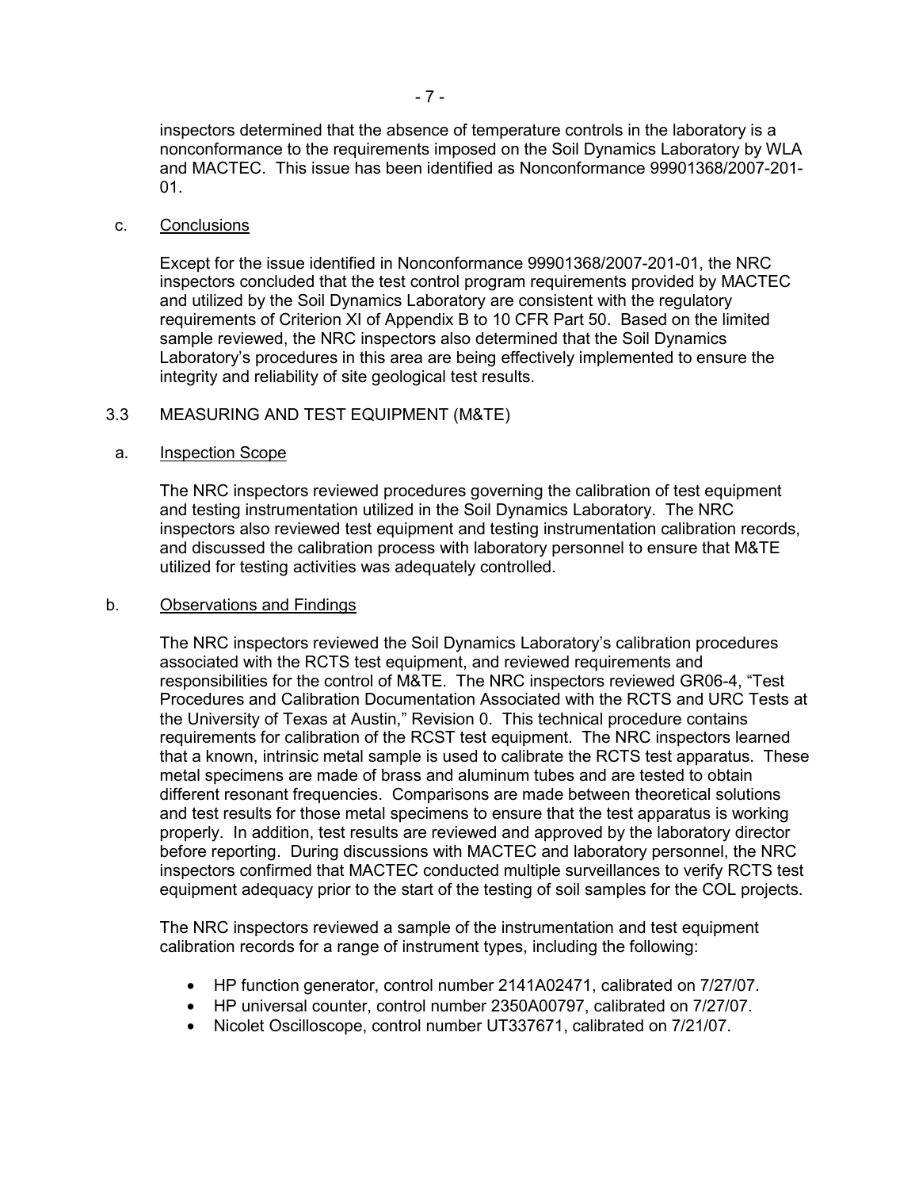inspectors determined that the absence of temperature controls in the laboratory is a nonconformance to the requirements imposed on the Soil Dynamics Laboratory by WLA and MACTEC. This issue has been identified as Nonconformance 99901368/2007-201-01.

c. Conclusions

Except for the issue identified in Nonconformance 99901368/2007-201-01, the NRC inspectors concluded that the test control program requirements provided by MACTEC and utilized by the Soil Dynamics Laboratory are consistent with the regulatory requirements of Criterion XI of Appendix B to 10 CFR Part 50. Based on the limited sample reviewed, the NRC inspectors also determined that the Soil Dynamics Laboratory's procedures in this area are being effectively implemented to ensure the integrity and reliability of site geological test results.

3.3 MEASURING AND TEST EQUIPMENT (M&TE)

a. Inspection Scope

The NRC inspectors reviewed procedures governing the calibration of test equipment and testing instrumentation utilized in the Soil Dynamics Laboratory. The NRC inspectors also reviewed test equipment and testing instrumentation calibration records, and discussed the calibration process with laboratory personnel to ensure that M&TE utilized for testing activities was adequately controlled.

b. Observations and Findings

The NRC inspectors reviewed the Soil Dynamics Laboratory's calibration procedures associated with the RCTS test equipment, and reviewed requirements and responsibilities for the control of M&TE. The NRC inspectors reviewed GR06-4, "Test Procedures and Calibration Documentation Associated with the RCTS and URC Tests at the University of Texas at Austin," Revision 0. This technical procedure contains requirements for calibration of the RCST test equipment. The NRC inspectors learned that a known, intrinsic metal sample is used to calibrate the RCTS test apparatus. These metal specimens are made of brass and aluminum tubes and are tested to obtain different resonant frequencies. Comparisons are made between theoretical solutions and test results for those metal specimens to ensure that the test apparatus is working properly. In addition, test results are reviewed and approved by the laboratory director before reporting. During discussions with MACTEC and laboratory personnel, the NRC inspectors confirmed that MACTEC conducted multiple surveillances to verify RCTS test equipment adequacy prior to the start of the testing of soil samples for the COL projects.

The NRC inspectors reviewed a sample of the instrumentation and test equipment calibration records for a range of instrument types, including the following:

- HP function generator, control number 2141A02471, calibrated on 7/27/07.
- HP universal counter, control number 2350A00797, calibrated on 7/27/07.
- Nicolet Oscilloscope, control number UT337671, calibrated on 7/21/07.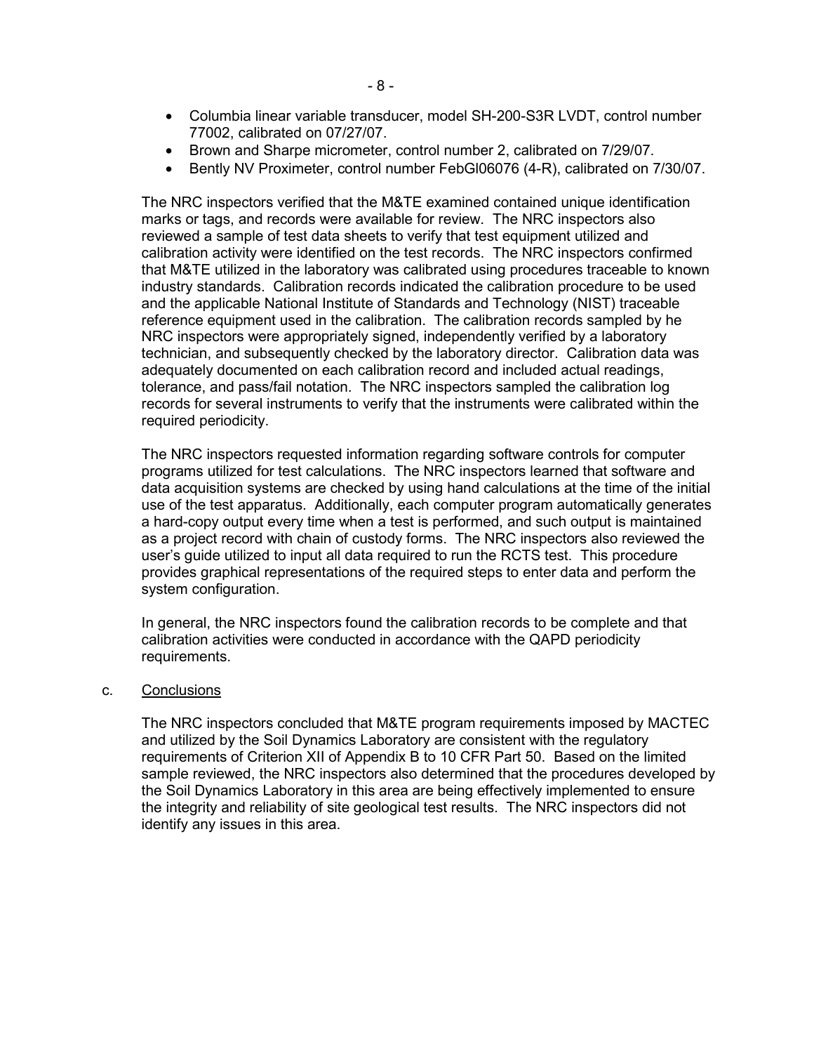- Columbia linear variable transducer, model SH-200-S3R LVDT, control number 77002, calibrated on 07/27/07.
- Brown and Sharpe micrometer, control number 2, calibrated on 7/29/07.
- Bently NV Proximeter, control number FebGl06076 (4-R), calibrated on 7/30/07.

The NRC inspectors verified that the M&TE examined contained unique identification marks or tags, and records were available for review. The NRC inspectors also reviewed a sample of test data sheets to verify that test equipment utilized and calibration activity were identified on the test records. The NRC inspectors confirmed that M&TE utilized in the laboratory was calibrated using procedures traceable to known industry standards. Calibration records indicated the calibration procedure to be used and the applicable National Institute of Standards and Technology (NIST) traceable reference equipment used in the calibration. The calibration records sampled by he NRC inspectors were appropriately signed, independently verified by a laboratory technician, and subsequently checked by the laboratory director. Calibration data was adequately documented on each calibration record and included actual readings, tolerance, and pass/fail notation. The NRC inspectors sampled the calibration log records for several instruments to verify that the instruments were calibrated within the required periodicity.

The NRC inspectors requested information regarding software controls for computer programs utilized for test calculations. The NRC inspectors learned that software and data acquisition systems are checked by using hand calculations at the time of the initial use of the test apparatus. Additionally, each computer program automatically generates a hard-copy output every time when a test is performed, and such output is maintained as a project record with chain of custody forms. The NRC inspectors also reviewed the user's guide utilized to input all data required to run the RCTS test. This procedure provides graphical representations of the required steps to enter data and perform the system configuration.

In general, the NRC inspectors found the calibration records to be complete and that calibration activities were conducted in accordance with the QAPD periodicity requirements.

c. Conclusions

The NRC inspectors concluded that M&TE program requirements imposed by MACTEC and utilized by the Soil Dynamics Laboratory are consistent with the regulatory requirements of Criterion XII of Appendix B to 10 CFR Part 50. Based on the limited sample reviewed, the NRC inspectors also determined that the procedures developed by the Soil Dynamics Laboratory in this area are being effectively implemented to ensure the integrity and reliability of site geological test results. The NRC inspectors did not identify any issues in this area.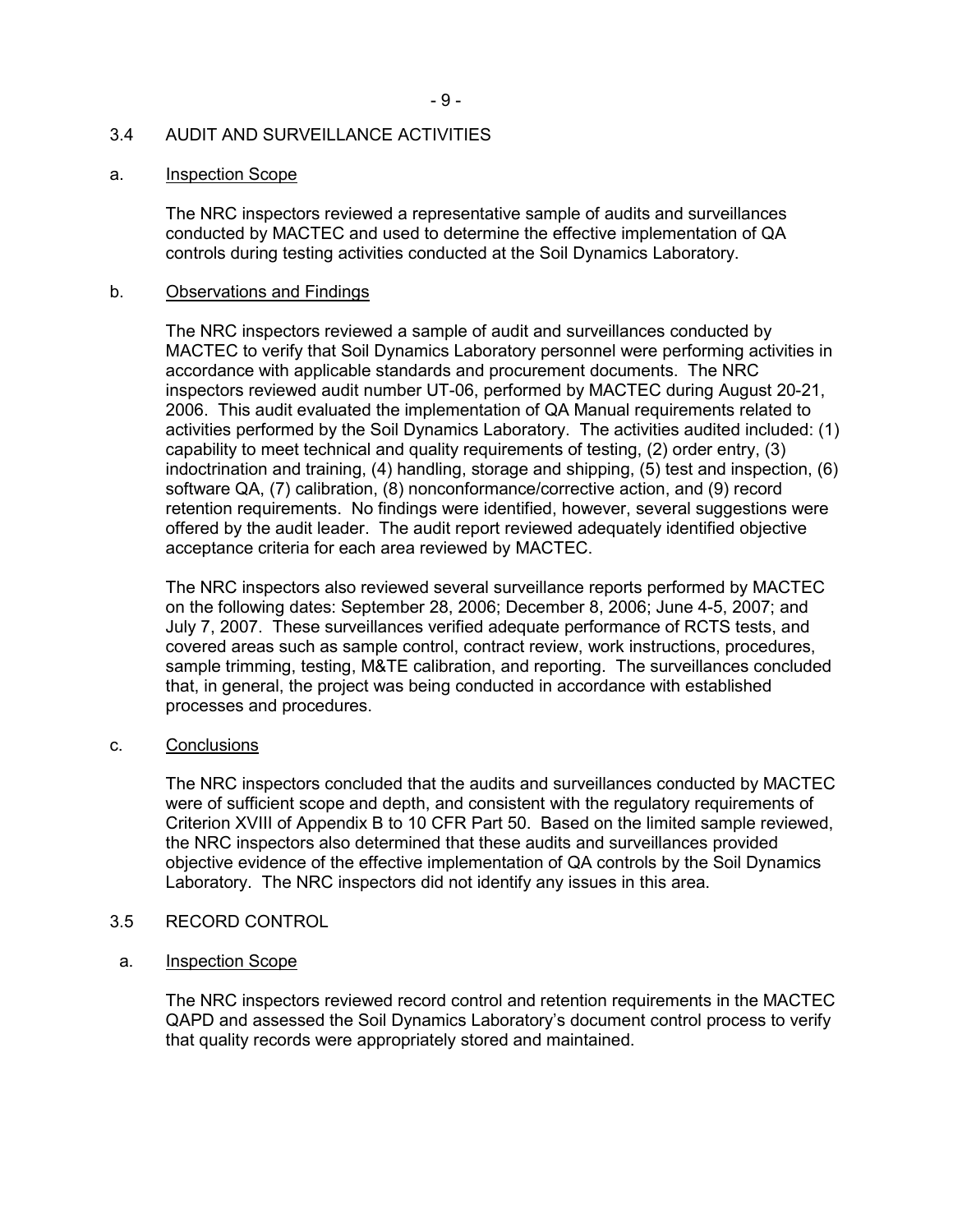## 3.4 AUDIT AND SURVEILLANCE ACTIVITIES

### a. Inspection Scope

The NRC inspectors reviewed a representative sample of audits and surveillances conducted by MACTEC and used to determine the effective implementation of QA controls during testing activities conducted at the Soil Dynamics Laboratory.

### b. Observations and Findings

The NRC inspectors reviewed a sample of audit and surveillances conducted by MACTEC to verify that Soil Dynamics Laboratory personnel were performing activities in accordance with applicable standards and procurement documents. The NRC inspectors reviewed audit number UT-06, performed by MACTEC during August 20-21, 2006. This audit evaluated the implementation of QA Manual requirements related to activities performed by the Soil Dynamics Laboratory. The activities audited included: (1) capability to meet technical and quality requirements of testing, (2) order entry, (3) indoctrination and training, (4) handling, storage and shipping, (5) test and inspection, (6) software QA, (7) calibration, (8) nonconformance/corrective action, and (9) record retention requirements. No findings were identified, however, several suggestions were offered by the audit leader. The audit report reviewed adequately identified objective acceptance criteria for each area reviewed by MACTEC.

The NRC inspectors also reviewed several surveillance reports performed by MACTEC on the following dates: September 28, 2006; December 8, 2006; June 4-5, 2007; and July 7, 2007. These surveillances verified adequate performance of RCTS tests, and covered areas such as sample control, contract review, work instructions, procedures, sample trimming, testing, M&TE calibration, and reporting. The surveillances concluded that, in general, the project was being conducted in accordance with established processes and procedures.

### c. Conclusions

The NRC inspectors concluded that the audits and surveillances conducted by MACTEC were of sufficient scope and depth, and consistent with the regulatory requirements of Criterion XVIII of Appendix B to 10 CFR Part 50. Based on the limited sample reviewed, the NRC inspectors also determined that these audits and surveillances provided objective evidence of the effective implementation of QA controls by the Soil Dynamics Laboratory. The NRC inspectors did not identify any issues in this area.

## 3.5 RECORD CONTROL

### a. Inspection Scope

The NRC inspectors reviewed record control and retention requirements in the MACTEC QAPD and assessed the Soil Dynamics Laboratory's document control process to verify that quality records were appropriately stored and maintained.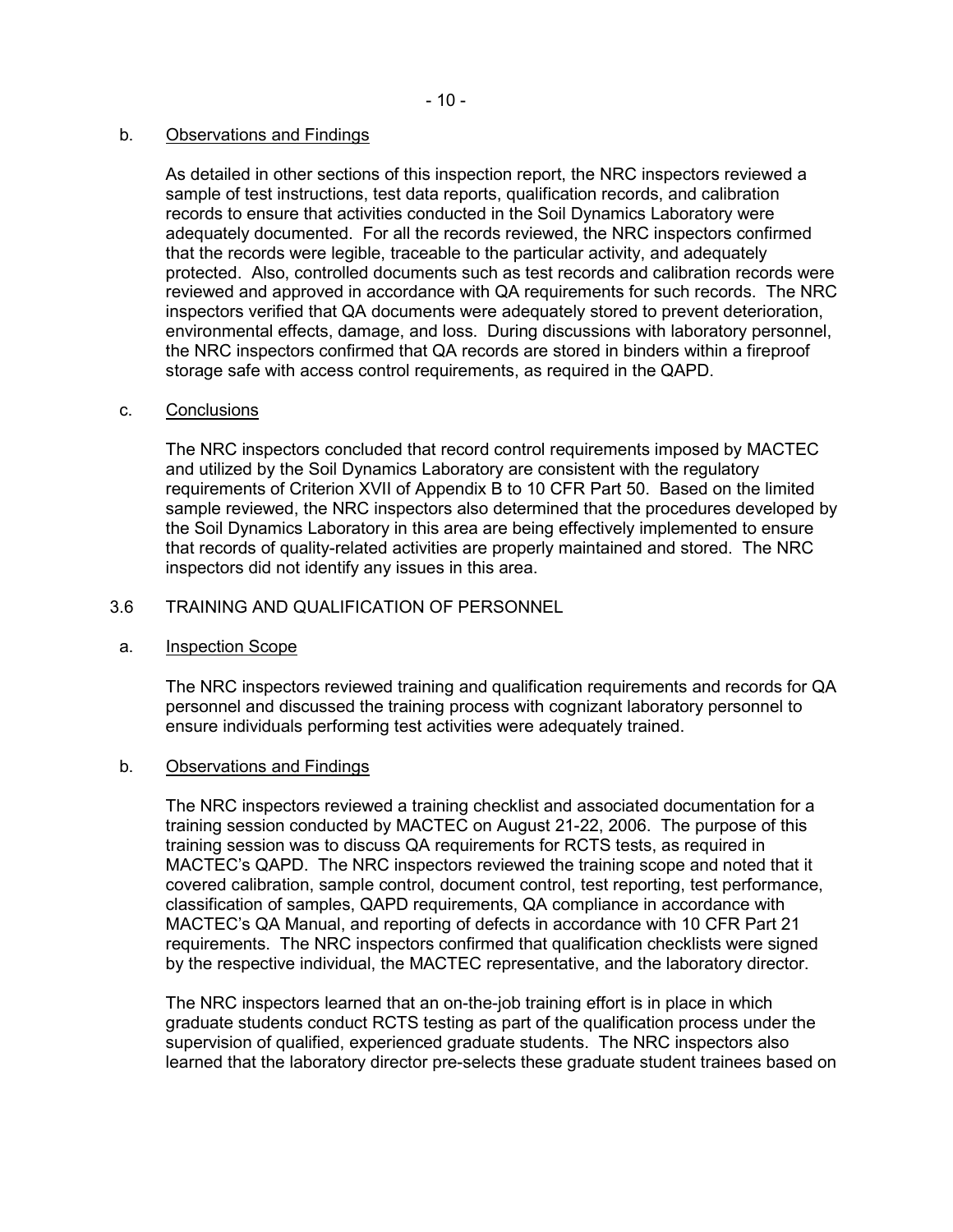b. Observations and Findings

As detailed in other sections of this inspection report, the NRC inspectors reviewed a sample of test instructions, test data reports, qualification records, and calibration records to ensure that activities conducted in the Soil Dynamics Laboratory were adequately documented. For all the records reviewed, the NRC inspectors confirmed that the records were legible, traceable to the particular activity, and adequately protected. Also, controlled documents such as test records and calibration records were reviewed and approved in accordance with QA requirements for such records. The NRC inspectors verified that QA documents were adequately stored to prevent deterioration, environmental effects, damage, and loss. During discussions with laboratory personnel, the NRC inspectors confirmed that QA records are stored in binders within a fireproof storage safe with access control requirements, as required in the QAPD.

c. Conclusions

The NRC inspectors concluded that record control requirements imposed by MACTEC and utilized by the Soil Dynamics Laboratory are consistent with the regulatory requirements of Criterion XVII of Appendix B to 10 CFR Part 50. Based on the limited sample reviewed, the NRC inspectors also determined that the procedures developed by the Soil Dynamics Laboratory in this area are being effectively implemented to ensure that records of quality-related activities are properly maintained and stored. The NRC inspectors did not identify any issues in this area.

## 3.6 TRAINING AND QUALIFICATION OF PERSONNEL

a. Inspection Scope

The NRC inspectors reviewed training and qualification requirements and records for QA personnel and discussed the training process with cognizant laboratory personnel to ensure individuals performing test activities were adequately trained.

b. Observations and Findings

The NRC inspectors reviewed a training checklist and associated documentation for a training session conducted by MACTEC on August 21-22, 2006. The purpose of this training session was to discuss QA requirements for RCTS tests, as required in MACTEC's QAPD. The NRC inspectors reviewed the training scope and noted that it covered calibration, sample control, document control, test reporting, test performance, classification of samples, QAPD requirements, QA compliance in accordance with MACTEC's QA Manual, and reporting of defects in accordance with 10 CFR Part 21 requirements. The NRC inspectors confirmed that qualification checklists were signed by the respective individual, the MACTEC representative, and the laboratory director.

The NRC inspectors learned that an on-the-job training effort is in place in which graduate students conduct RCTS testing as part of the qualification process under the supervision of qualified, experienced graduate students. The NRC inspectors also learned that the laboratory director pre-selects these graduate student trainees based on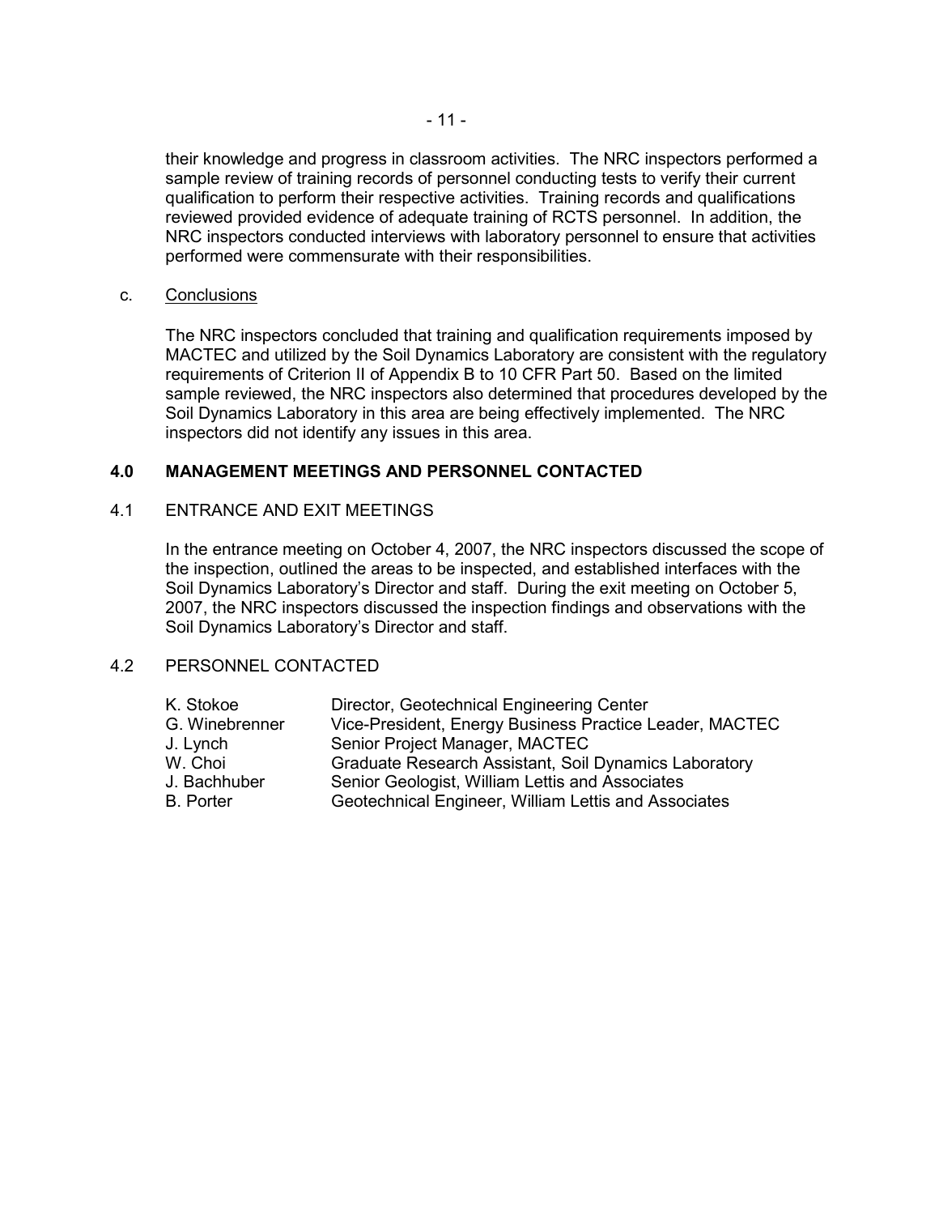their knowledge and progress in classroom activities. The NRC inspectors performed a sample review of training records of personnel conducting tests to verify their current qualification to perform their respective activities. Training records and qualifications reviewed provided evidence of adequate training of RCTS personnel. In addition, the NRC inspectors conducted interviews with laboratory personnel to ensure that activities performed were commensurate with their responsibilities.

c. Conclusions

The NRC inspectors concluded that training and qualification requirements imposed by MACTEC and utilized by the Soil Dynamics Laboratory are consistent with the regulatory requirements of Criterion II of Appendix B to 10 CFR Part 50. Based on the limited sample reviewed, the NRC inspectors also determined that procedures developed by the Soil Dynamics Laboratory in this area are being effectively implemented. The NRC inspectors did not identify any issues in this area.

## 4.0 MANAGEMENT MEETINGS AND PERSONNEL CONTACTED

### 4.1 ENTRANCE AND EXIT MEETINGS

In the entrance meeting on October 4, 2007, the NRC inspectors discussed the scope of the inspection, outlined the areas to be inspected, and established interfaces with the Soil Dynamics Laboratory's Director and staff. During the exit meeting on October 5, 2007, the NRC inspectors discussed the inspection findings and observations with the Soil Dynamics Laboratory's Director and staff.

### 4.2 PERSONNEL CONTACTED

| | |
|---|---|
| K. Stokoe | Director, Geotechnical Engineering Center |
| G. Winebrenner | Vice-President, Energy Business Practice Leader, MACTEC |
| J. Lynch | Senior Project Manager, MACTEC |
| W. Choi | Graduate Research Assistant, Soil Dynamics Laboratory |
| J. Bachhuber | Senior Geologist, William Lettis and Associates |
| B. Porter | Geotechnical Engineer, William Lettis and Associates |